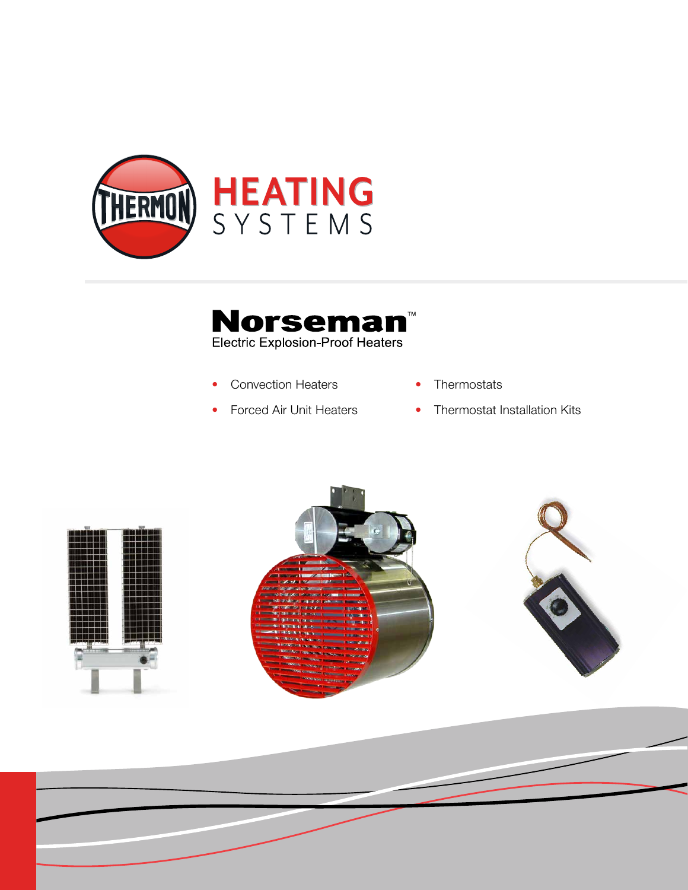# THERMON HEATING SYSTEMS

## Norseman™

Electric Explosion-Proof Heaters

- Convection Heaters
- Forced Air Unit Heaters
- Thermostats
- Thermostat Installation Kits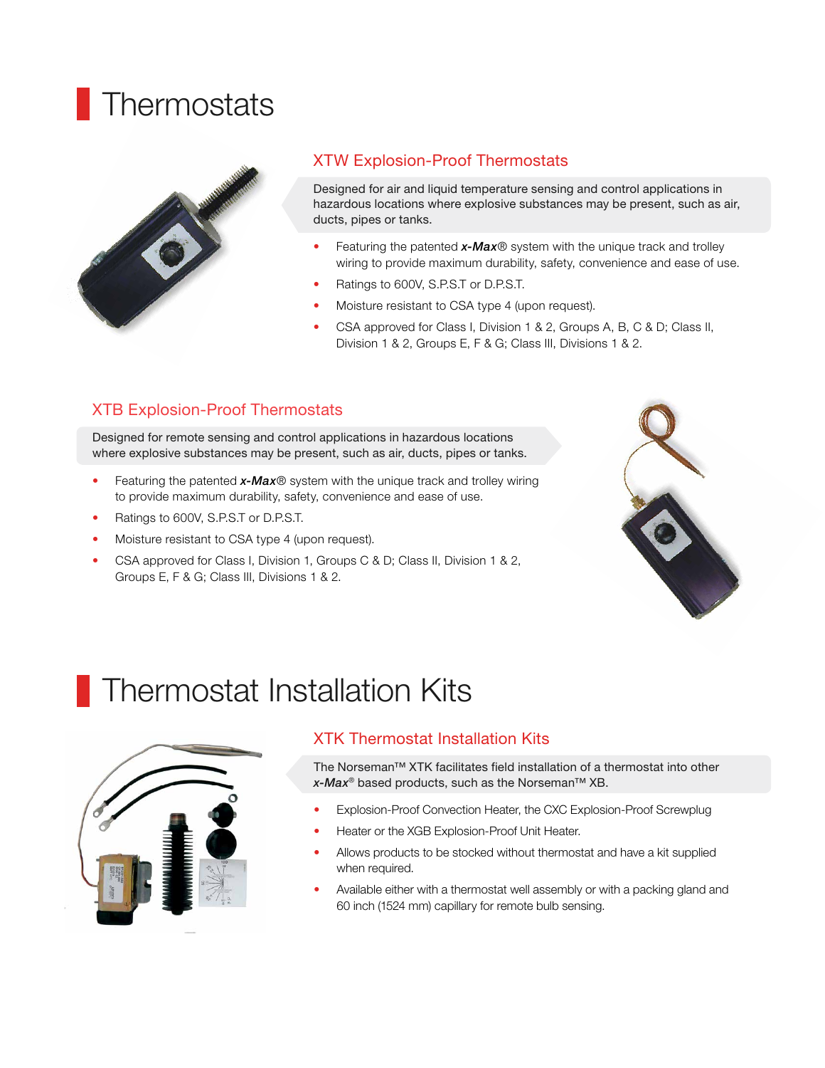# Thermostats

## XTW Explosion-Proof Thermostats

Designed for air and liquid temperature sensing and control applications in hazardous locations where explosive substances may be present, such as air, ducts, pipes or tanks.

- Featuring the patented ***x-Max***® system with the unique track and trolley wiring to provide maximum durability, safety, convenience and ease of use.
- Ratings to 600V, S.P.S.T or D.P.S.T.
- Moisture resistant to CSA type 4 (upon request).
- CSA approved for Class I, Division 1 & 2, Groups A, B, C & D; Class II, Division 1 & 2, Groups E, F & G; Class III, Divisions 1 & 2.

## XTB Explosion-Proof Thermostats

Designed for remote sensing and control applications in hazardous locations where explosive substances may be present, such as air, ducts, pipes or tanks.

- Featuring the patented ***x-Max***® system with the unique track and trolley wiring to provide maximum durability, safety, convenience and ease of use.
- Ratings to 600V, S.P.S.T or D.P.S.T.
- Moisture resistant to CSA type 4 (upon request).
- CSA approved for Class I, Division 1, Groups C & D; Class II, Division 1 & 2, Groups E, F & G; Class III, Divisions 1 & 2.

# Thermostat Installation Kits

## XTK Thermostat Installation Kits

The Norseman™ XTK facilitates field installation of a thermostat into other ***x-Max***® based products, such as the Norseman™ XB.

- Explosion-Proof Convection Heater, the CXC Explosion-Proof Screwplug
- Heater or the XGB Explosion-Proof Unit Heater.
- Allows products to be stocked without thermostat and have a kit supplied when required.
- Available either with a thermostat well assembly or with a packing gland and 60 inch (1524 mm) capillary for remote bulb sensing.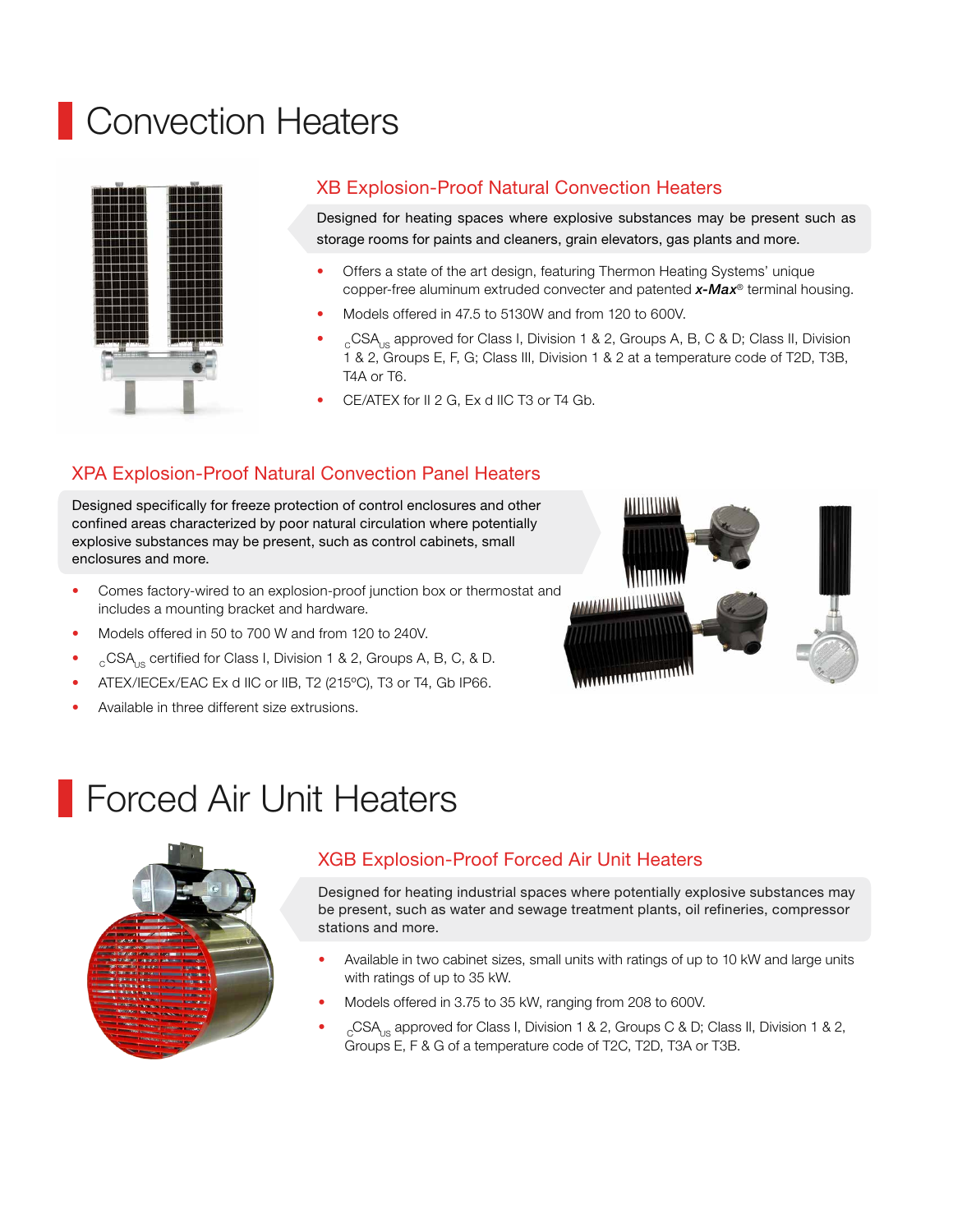# Convection Heaters

## XB Explosion-Proof Natural Convection Heaters

Designed for heating spaces where explosive substances may be present such as storage rooms for paints and cleaners, grain elevators, gas plants and more.

- Offers a state of the art design, featuring Thermon Heating Systems' unique copper-free aluminum extruded convecter and patented ***x-Max***® terminal housing.
- Models offered in 47.5 to 5130W and from 120 to 600V.
- $_{C}$CSA$_{US}$ approved for Class I, Division 1 & 2, Groups A, B, C & D; Class II, Division 1 & 2, Groups E, F, G; Class III, Division 1 & 2 at a temperature code of T2D, T3B, T4A or T6.
- CE/ATEX for II 2 G, Ex d IIC T3 or T4 Gb.

## XPA Explosion-Proof Natural Convection Panel Heaters

Designed specifically for freeze protection of control enclosures and other confined areas characterized by poor natural circulation where potentially explosive substances may be present, such as control cabinets, small enclosures and more.

- Comes factory-wired to an explosion-proof junction box or thermostat and includes a mounting bracket and hardware.
- Models offered in 50 to 700 W and from 120 to 240V.
- $_{C}$CSA$_{US}$ certified for Class I, Division 1 & 2, Groups A, B, C, & D.
- ATEX/IECEx/EAC Ex d IIC or IIB, T2 (215ºC), T3 or T4, Gb IP66.
- Available in three different size extrusions.

# Forced Air Unit Heaters

## XGB Explosion-Proof Forced Air Unit Heaters

Designed for heating industrial spaces where potentially explosive substances may be present, such as water and sewage treatment plants, oil refineries, compressor stations and more.

- Available in two cabinet sizes, small units with ratings of up to 10 kW and large units with ratings of up to 35 kW.
- Models offered in 3.75 to 35 kW, ranging from 208 to 600V.
- $_{C}$CSA$_{US}$ approved for Class I, Division 1 & 2, Groups C & D; Class II, Division 1 & 2, Groups E, F & G of a temperature code of T2C, T2D, T3A or T3B.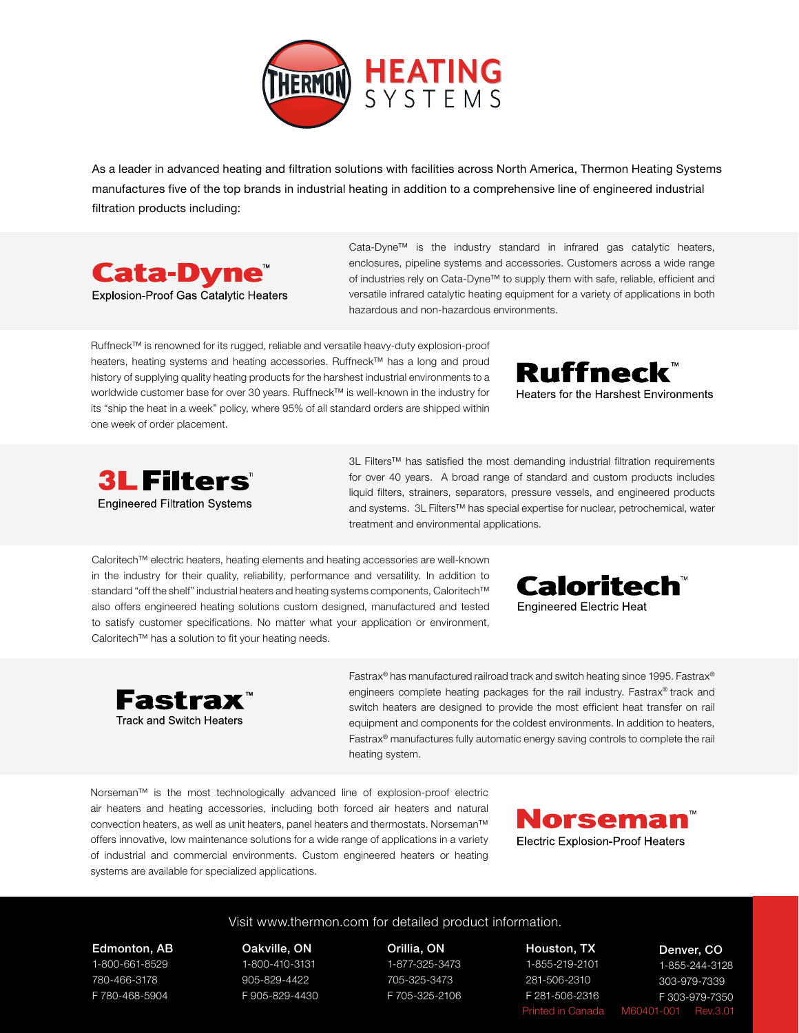# THERMON HEATING SYSTEMS

As a leader in advanced heating and filtration solutions with facilities across North America, Thermon Heating Systems manufactures five of the top brands in industrial heating in addition to a comprehensive line of engineered industrial filtration products including:

## Cata-Dyne™

Explosion-Proof Gas Catalytic Heaters

Cata-Dyne™ is the industry standard in infrared gas catalytic heaters, enclosures, pipeline systems and accessories. Customers across a wide range of industries rely on Cata-Dyne™ to supply them with safe, reliable, efficient and versatile infrared catalytic heating equipment for a variety of applications in both hazardous and non-hazardous environments.

## Ruffneck™

Heaters for the Harshest Environments

Ruffneck™ is renowned for its rugged, reliable and versatile heavy-duty explosion-proof heaters, heating systems and heating accessories. Ruffneck™ has a long and proud history of supplying quality heating products for the harshest industrial environments to a worldwide customer base for over 30 years. Ruffneck™ is well-known in the industry for its "ship the heat in a week" policy, where 95% of all standard orders are shipped within one week of order placement.

## 3L Filters™

Engineered Filtration Systems

3L Filters™ has satisfied the most demanding industrial filtration requirements for over 40 years. A broad range of standard and custom products includes liquid filters, strainers, separators, pressure vessels, and engineered products and systems. 3L Filters™ has special expertise for nuclear, petrochemical, water treatment and environmental applications.

## Caloritech™

Engineered Electric Heat

Caloritech™ electric heaters, heating elements and heating accessories are well-known in the industry for their quality, reliability, performance and versatility. In addition to standard "off the shelf" industrial heaters and heating systems components, Caloritech™ also offers engineered heating solutions custom designed, manufactured and tested to satisfy customer specifications. No matter what your application or environment, Caloritech™ has a solution to fit your heating needs.

## Fastrax™

Track and Switch Heaters

Fastrax® has manufactured railroad track and switch heating since 1995. Fastrax® engineers complete heating packages for the rail industry. Fastrax® track and switch heaters are designed to provide the most efficient heat transfer on rail equipment and components for the coldest environments. In addition to heaters, Fastrax® manufactures fully automatic energy saving controls to complete the rail heating system.

## Norseman™

Electric Explosion-Proof Heaters

Norseman™ is the most technologically advanced line of explosion-proof electric air heaters and heating accessories, including both forced air heaters and natural convection heaters, as well as unit heaters, panel heaters and thermostats. Norseman™ offers innovative, low maintenance solutions for a wide range of applications in a variety of industrial and commercial environments. Custom engineered heaters or heating systems are available for specialized applications.

Visit www.thermon.com for detailed product information.

**Edmonton, AB**
1-800-661-8529
780-466-3178
F 780-468-5904

**Oakville, ON**
1-800-410-3131
905-829-4422
F 905-829-4430

**Orillia, ON**
1-877-325-3473
705-325-3473
F 705-325-2106

**Houston, TX**
1-855-219-2101
281-506-2310
F 281-506-2316

**Denver, CO**
1-855-244-3128
303-979-7339
F 303-979-7350

Printed in Canada M60401-001 Rev.3.01